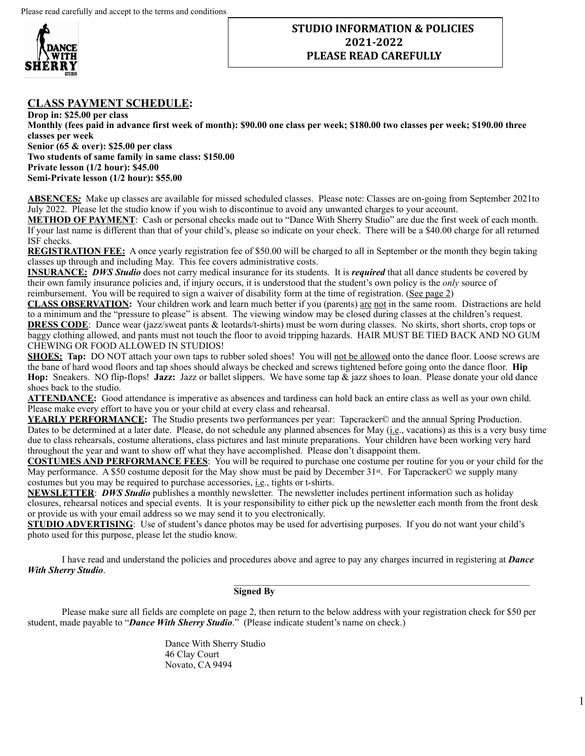Please read carefully and accept to the terms and conditions

# STUDIO INFORMATION & POLICIES 2021-2022 PLEASE READ CAREFULLY

## CLASS PAYMENT SCHEDULE:

**Drop in: $25.00 per class**
**Monthly (fees paid in advance first week of month): $90.00 one class per week; $180.00 two classes per week; $190.00 three classes per week**
**Senior (65 & over): $25.00 per class**
**Two students of same family in same class: $150.00**
**Private lesson (1/2 hour): $45.00**
**Semi-Private lesson (1/2 hour): $55.00**

**ABSENCES:** Make up classes are available for missed scheduled classes. Please note: Classes are on-going from September 2021to July 2022. Please let the studio know if you wish to discontinue to avoid any unwanted charges to your account.
**METHOD OF PAYMENT**: Cash or personal checks made out to "Dance With Sherry Studio" are due the first week of each month. If your last name is different than that of your child's, please so indicate on your check. There will be a $40.00 charge for all returned ISF checks.
**REGISTRATION FEE:** A once yearly registration fee of $50.00 will be charged to all in September or the month they begin taking classes up through and including May. This fee covers administrative costs.
**INSURANCE:** ***DWS Studio*** does not carry medical insurance for its students. It is ***required*** that all dance students be covered by their own family insurance policies and, if injury occurs, it is understood that the student's own policy is the *only* source of reimbursement. You will be required to sign a waiver of disability form at the time of registration. (See page 2)
**CLASS OBSERVATION:** Your children work and learn much better if you (parents) are not in the same room. Distractions are held to a minimum and the "pressure to please" is absent. The viewing window may be closed during classes at the children's request.
**DRESS CODE**: Dance wear (jazz/sweat pants & leotards/t-shirts) must be worn during classes. No skirts, short shorts, crop tops or baggy clothing allowed, and pants must not touch the floor to avoid tripping hazards. HAIR MUST BE TIED BACK AND NO GUM CHEWING OR FOOD ALLOWED IN STUDIOS!
**SHOES:** **Tap:** DO NOT attach your own taps to rubber soled shoes! You will not be allowed onto the dance floor. Loose screws are the bane of hard wood floors and tap shoes should always be checked and screws tightened before going onto the dance floor. **Hip Hop:** Sneakers. NO flip-flops! **Jazz:** Jazz or ballet slippers. We have some tap & jazz shoes to loan. Please donate your old dance shoes back to the studio.
**ATTENDANCE:** Good attendance is imperative as absences and tardiness can hold back an entire class as well as your own child. Please make every effort to have you or your child at every class and rehearsal.
**YEARLY PERFORMANCE:** The Studio presents two performances per year: Tapcracker© and the annual Spring Production. Dates to be determined at a later date. Please, do not schedule any planned absences for May (i.e., vacations) as this is a very busy time due to class rehearsals, costume alterations, class pictures and last minute preparations. Your children have been working very hard throughout the year and want to show off what they have accomplished. Please don't disappoint them.
**COSTUMES AND PERFORMANCE FEES**: You will be required to purchase one costume per routine for you or your child for the May performance. A $50 costume deposit for the May show must be paid by December 31st. For Tapcracker© we supply many costumes but you may be required to purchase accessories, i.e., tights or t-shirts.
**NEWSLETTER**: ***DWS Studio*** publishes a monthly newsletter. The newsletter includes pertinent information such as holiday closures, rehearsal notices and special events. It is your responsibility to either pick up the newsletter each month from the front desk or provide us with your email address so we may send it to you electronically.
**STUDIO ADVERTISING**: Use of student's dance photos may be used for advertising purposes. If you do not want your child's photo used for this purpose, please let the studio know.

I have read and understand the policies and procedures above and agree to pay any charges incurred in registering at ***Dance With Sherry Studio***.

\_\_\_\_\_\_\_\_\_\_\_\_\_\_\_\_\_\_\_\_\_\_\_\_\_\_\_\_\_\_\_\_\_\_\_\_\_\_\_\_\_\_\_\_\_\_\_\_\_\_\_\_
**Signed By**

Please make sure all fields are complete on page 2, then return to the below address with your registration check for $50 per student, made payable to "***Dance With Sherry Studio***." (Please indicate student's name on check.)

Dance With Sherry Studio
46 Clay Court
Novato, CA 9494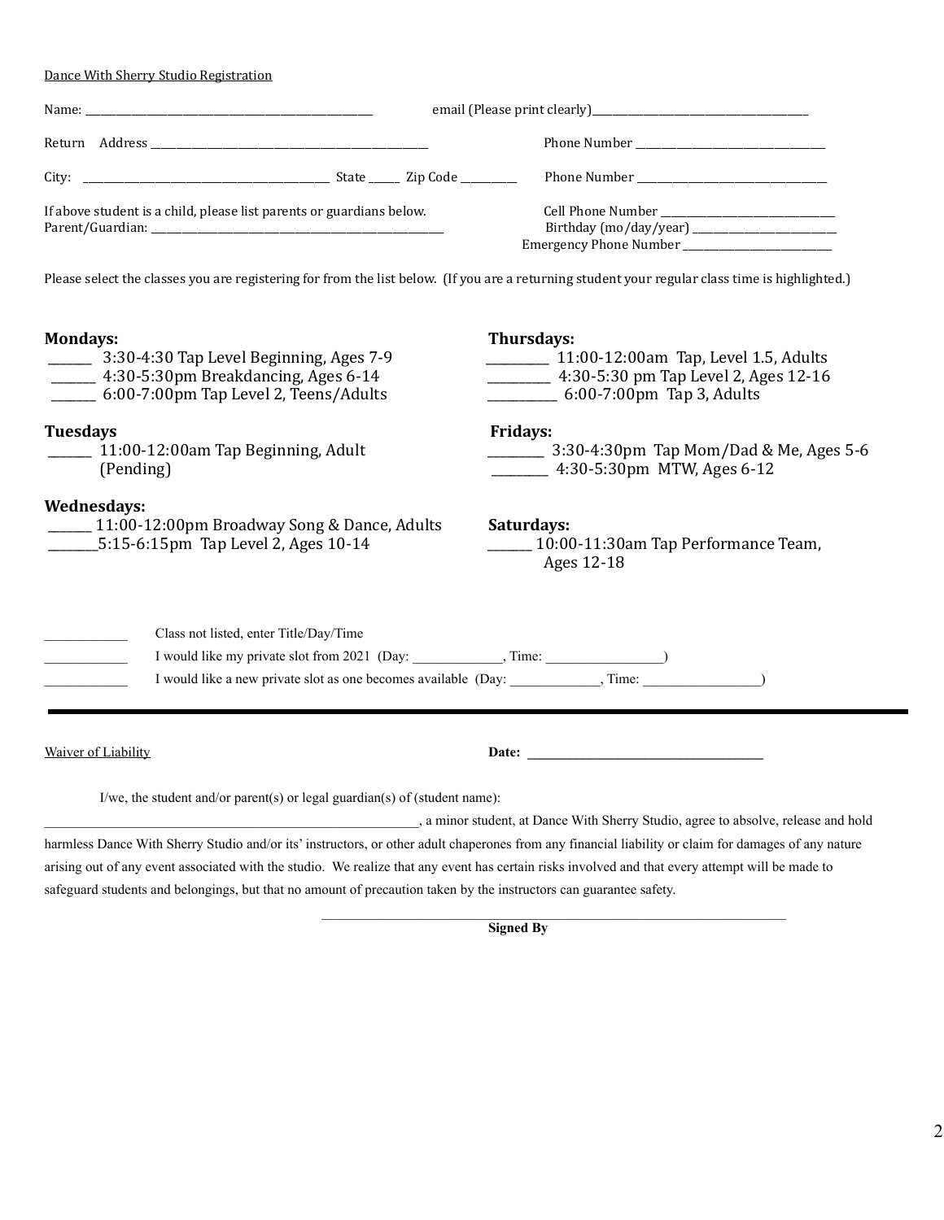Dance With Sherry Studio Registration

Name: ______________________________________________ email (Please print clearly)______________________________________

Return Address ______________________________________________ Phone Number ________________________________

City: ________________________________________ State _____ Zip Code _________ Phone Number ________________________________

If above student is a child, please list parents or guardians below.
Parent/Guardian: ______________________________________________

Cell Phone Number ____________________________
Birthday (mo/day/year) ______________________
Emergency Phone Number ________________________

Please select the classes you are registering for from the list below. (If you are a returning student your regular class time is highlighted.)

**Mondays:**
_______ 3:30-4:30 Tap Level Beginning, Ages 7-9
_______ 4:30-5:30pm Breakdancing, Ages 6-14
_______ 6:00-7:00pm Tap Level 2, Teens/Adults

**Tuesdays**
_______ 11:00-12:00am Tap Beginning, Adult (Pending)

**Wednesdays:**
_______ 11:00-12:00pm Broadway Song & Dance, Adults
_______5:15-6:15pm Tap Level 2, Ages 10-14

**Thursdays:**
_________ 11:00-12:00am Tap, Level 1.5, Adults
_________ 4:30-5:30 pm Tap Level 2, Ages 12-16
_________ 6:00-7:00pm Tap 3, Adults

**Fridays:**
_________ 3:30-4:30pm Tap Mom/Dad & Me, Ages 5-6
_________ 4:30-5:30pm MTW, Ages 6-12

**Saturdays:**
_______ 10:00-11:30am Tap Performance Team, Ages 12-18

____________ Class not listed, enter Title/Day/Time
____________ I would like my private slot from 2021 (Day: _____________, Time: _________________)
____________ I would like a new private slot as one becomes available (Day: _____________, Time: _________________)

---

Waiver of Liability

**Date:** ___________________________________

I/we, the student and/or parent(s) or legal guardian(s) of (student name):
______________________________________________________, a minor student, at Dance With Sherry Studio, agree to absolve, release and hold harmless Dance With Sherry Studio and/or its' instructors, or other adult chaperones from any financial liability or claim for damages of any nature arising out of any event associated with the studio. We realize that any event has certain risks involved and that every attempt will be made to safeguard students and belongings, but that no amount of precaution taken by the instructors can guarantee safety.

______________________________________________________________
**Signed By**